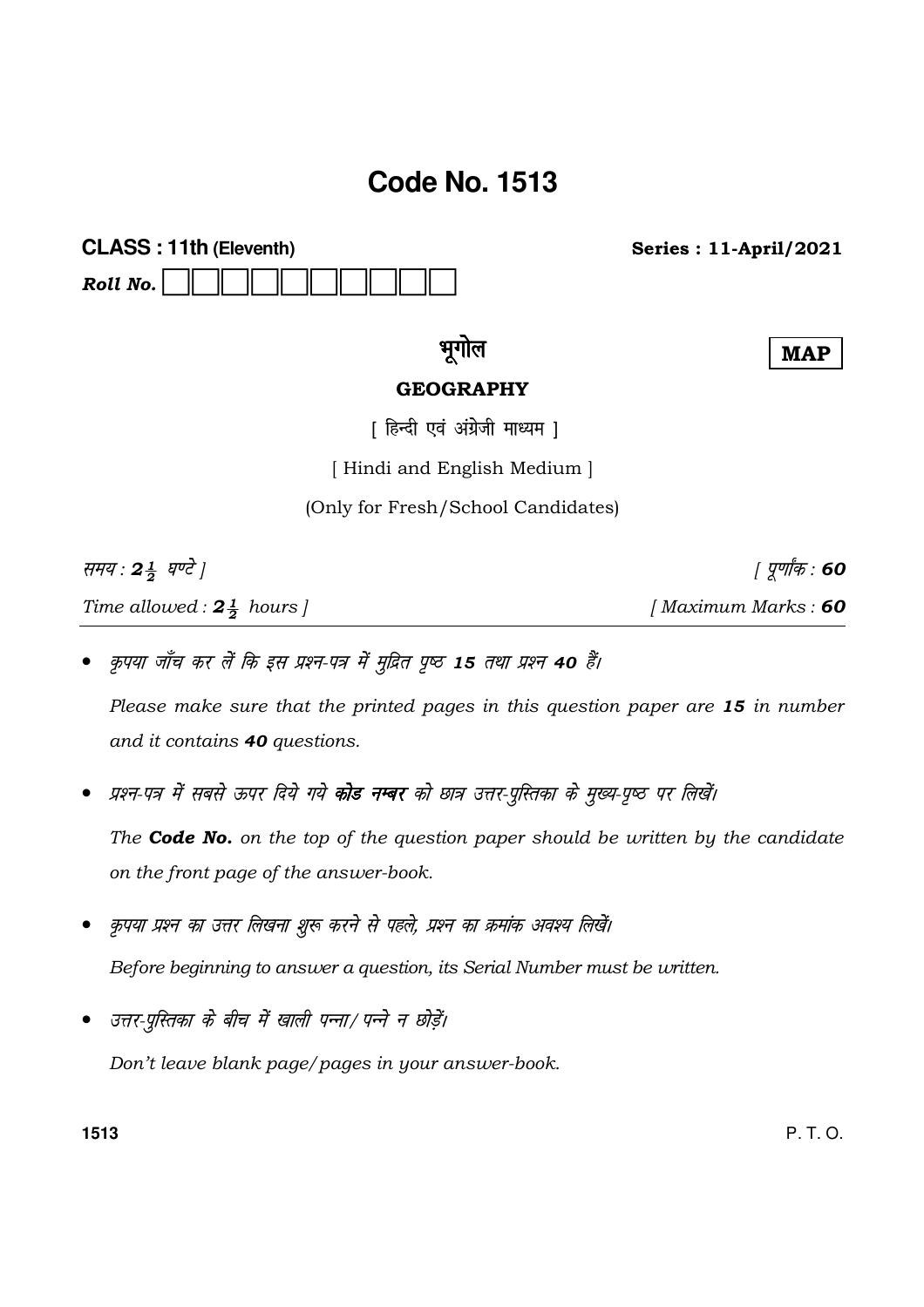# Code No. 1513

**CLASS : 11th (Eleventh)** **Series : 11-April/2021**

***Roll No.*** ☐☐☐☐☐☐☐☐☐☐

## भूगोल

**MAP**

### GEOGRAPHY

[ हिन्दी एवं अंग्रेजी माध्यम ]

[ Hindi and English Medium ]

(Only for Fresh/School Candidates)

*समय : **$2\frac{1}{2}$** घण्टे ]* *[ पूर्णांक : **60***

*Time allowed : **$2\frac{1}{2}$** hours ]* *[ Maximum Marks : **60***

- *कृपया जाँच कर लें कि इस प्रश्न-पत्र में मुद्रित पृष्ठ **15** तथा प्रश्न **40** हैं।*

  *Please make sure that the printed pages in this question paper are **15** in number and it contains **40** questions.*

- *प्रश्न-पत्र में सबसे ऊपर दिये गये **कोड नम्बर** को छात्र उत्तर-पुस्तिका के मुख्य-पृष्ठ पर लिखें।*

  *The **Code No.** on the top of the question paper should be written by the candidate on the front page of the answer-book.*

- *कृपया प्रश्न का उत्तर लिखना शुरू करने से पहले, प्रश्न का क्रमांक अवश्य लिखें।*

  *Before beginning to answer a question, its Serial Number must be written.*

- *उत्तर-पुस्तिका के बीच में खाली पन्ना/ पन्ने न छोड़ें।*

  *Don't leave blank page/pages in your answer-book.*

P. T. O.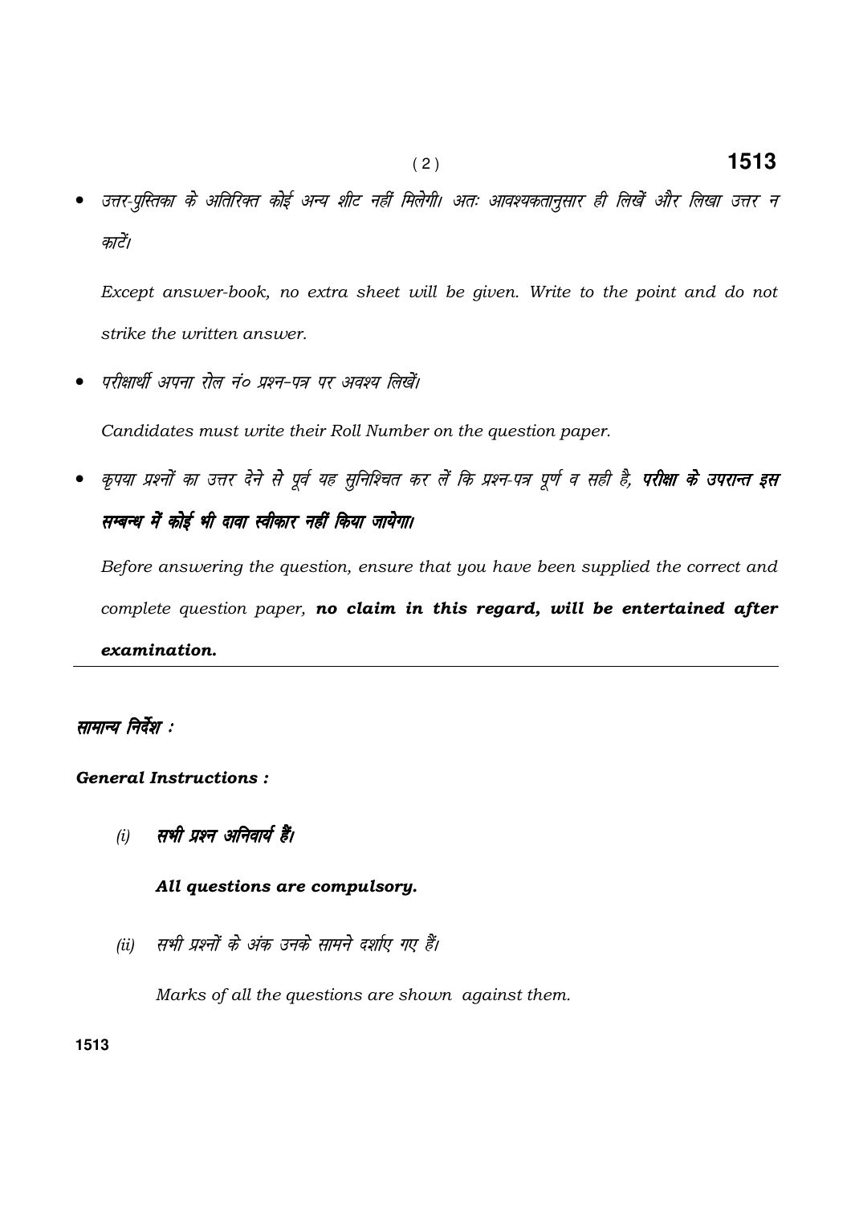- *उत्तर-पुस्तिका के अतिरिक्त कोई अन्य शीट नहीं मिलेगी। अतः आवश्यकतानुसार ही लिखें और लिखा उत्तर न काटें।*

  *Except answer-book, no extra sheet will be given. Write to the point and do not strike the written answer.*

- *परीक्षार्थी अपना रोल नं० प्रश्न-पत्र पर अवश्य लिखें।*

  *Candidates must write their Roll Number on the question paper.*

- *कृपया प्रश्नों का उत्तर देने से पूर्व यह सुनिश्चित कर लें कि प्रश्न-पत्र पूर्ण व सही है,* ***परीक्षा के उपरान्त इस सम्बन्ध में कोई भी दावा स्वीकार नहीं किया जायेगा।***

  *Before answering the question, ensure that you have been supplied the correct and complete question paper,* ***no claim in this regard, will be entertained after examination.***

---

***सामान्य निर्देश :***

***General Instructions :***

(i) ***सभी प्रश्न अनिवार्य हैं।***

***All questions are compulsory.***

(ii) *सभी प्रश्नों के अंक उनके सामने दर्शाए गए हैं।*

*Marks of all the questions are shown against them.*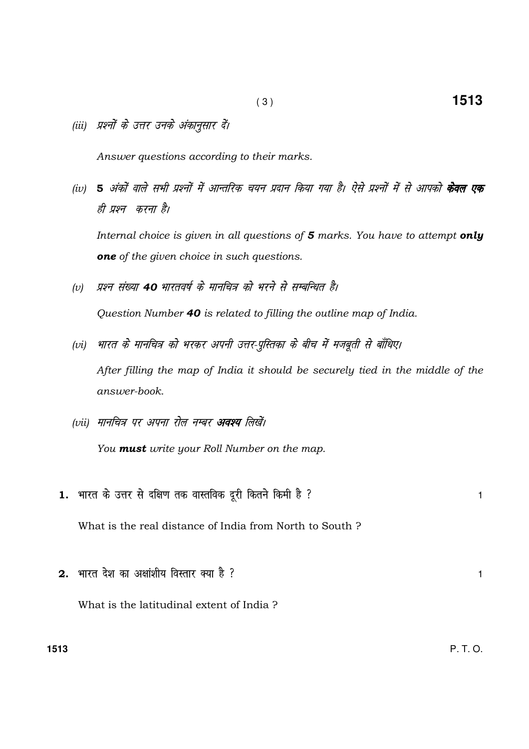(iii) *प्रश्नों के उत्तर उनके अंकानुसार दें।*

*Answer questions according to their marks.*

(iv) **5** *अंकों वाले सभी प्रश्नों में आन्तरिक चयन प्रदान किया गया है। ऐसे प्रश्नों में से आपको* ***केवल एक*** *ही प्रश्न करना है।*

*Internal choice is given in all questions of* ***5*** *marks. You have to attempt* ***only one*** *of the given choice in such questions.*

(v) *प्रश्न संख्या* ***40*** *भारतवर्ष के मानचित्र को भरने से सम्बन्धित है।*

*Question Number* ***40*** *is related to filling the outline map of India.*

(vi) *भारत के मानचित्र को भरकर अपनी उत्तर-पुस्तिका के बीच में मजबूती से बाँधिए।*

*After filling the map of India it should be securely tied in the middle of the answer-book.*

(vii) *मानचित्र पर अपना रोल नम्बर* ***अवश्य*** *लिखें।*

*You* ***must*** *write your Roll Number on the map.*

**1.** भारत के उत्तर से दक्षिण तक वास्तविक दूरी कितने किमी है ? 1

What is the real distance of India from North to South ?

**2.** भारत देश का अक्षांशीय विस्तार क्या है ? 1

What is the latitudinal extent of India ?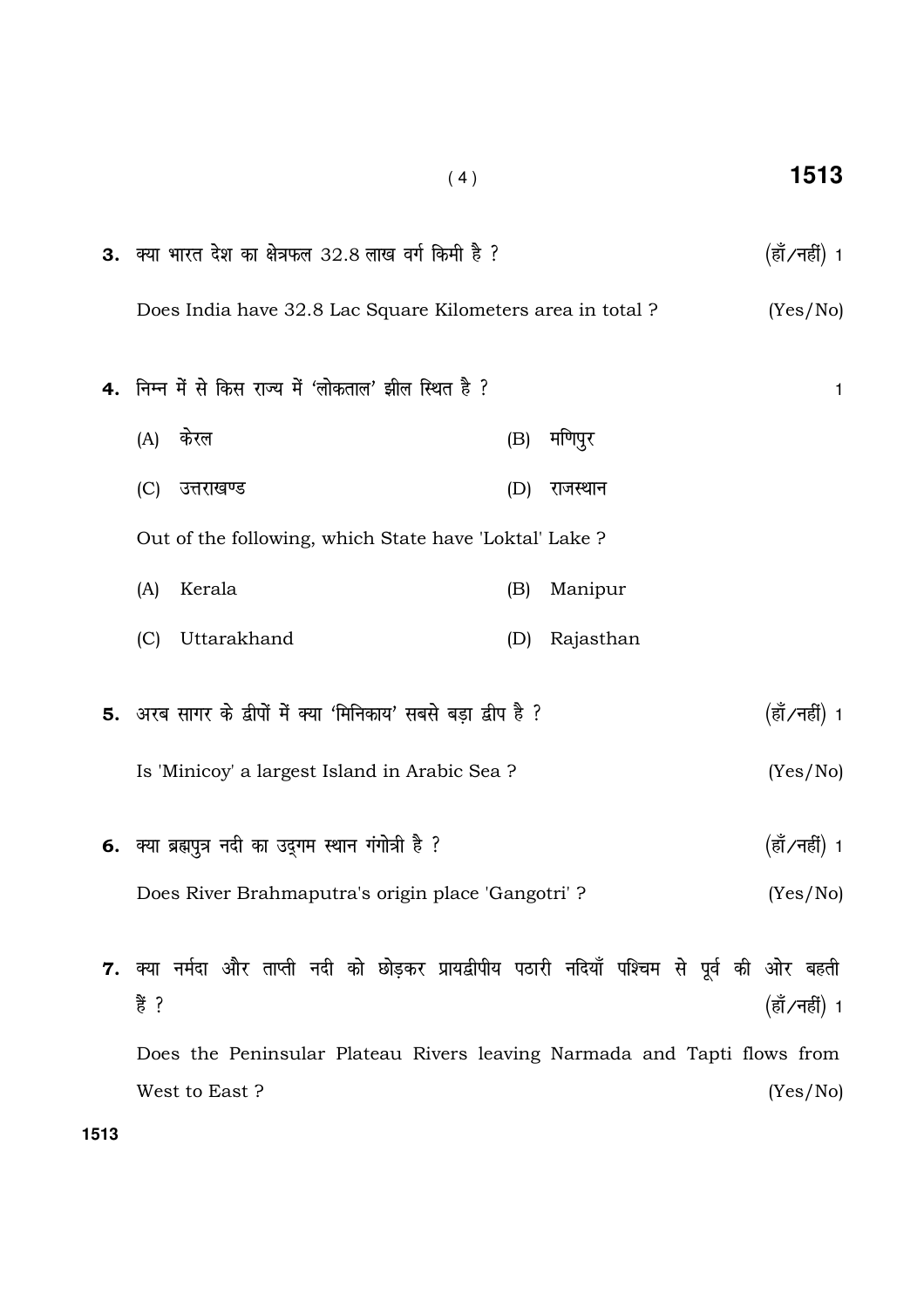**3.** क्या भारत देश का क्षेत्रफल 32.8 लाख वर्ग किमी है ? (हाँ/नहीं) 1

Does India have 32.8 Lac Square Kilometers area in total ? (Yes/No)

**4.** निम्न में से किस राज्य में 'लोकताल' झील स्थित है ? 1

(A) केरल (B) मणिपुर

(C) उत्तराखण्ड (D) राजस्थान

Out of the following, which State have 'Loktal' Lake ?

(A) Kerala (B) Manipur

(C) Uttarakhand (D) Rajasthan

**5.** अरब सागर के द्वीपों में क्या 'मिनिकाय' सबसे बड़ा द्वीप है ? (हाँ/नहीं) 1

Is 'Minicoy' a largest Island in Arabic Sea ? (Yes/No)

**6.** क्या ब्रह्मपुत्र नदी का उद्गम स्थान गंगोत्री है ? (हाँ/नहीं) 1

Does River Brahmaputra's origin place 'Gangotri' ? (Yes/No)

**7.** क्या नर्मदा और ताप्ती नदी को छोड़कर प्रायद्वीपीय पठारी नदियाँ पश्चिम से पूर्व की ओर बहती हैं ? (हाँ/नहीं) 1

Does the Peninsular Plateau Rivers leaving Narmada and Tapti flows from West to East ? (Yes/No)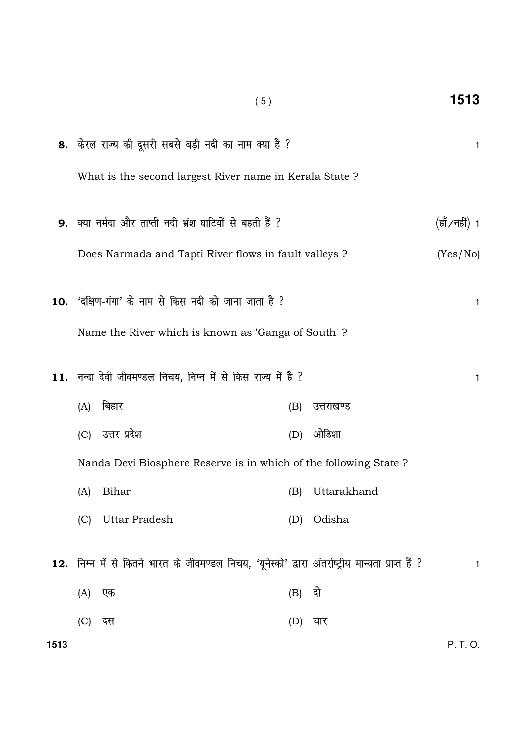**8.** केरल राज्य की दूसरी सबसे बड़ी नदी का नाम क्या है ? 1

What is the second largest River name in Kerala State ?

**9.** क्या नर्मदा और ताप्ती नदी भ्रंश घाटियों से बहती हैं ? (हाँ/नहीं) 1

Does Narmada and Tapti River flows in fault valleys ? (Yes/No)

**10.** 'दक्षिण-गंगा' के नाम से किस नदी को जाना जाता है ? 1

Name the River which is known as 'Ganga of South' ?

**11.** नन्दा देवी जीवमण्डल निचय, निम्न में से किस राज्य में है ? 1

(A) बिहार
(B) उत्तराखण्ड
(C) उत्तर प्रदेश
(D) ओडिशा

Nanda Devi Biosphere Reserve is in which of the following State ?

(A) Bihar
(B) Uttarakhand
(C) Uttar Pradesh
(D) Odisha

**12.** निम्न में से कितने भारत के जीवमण्डल निचय, 'यूनेस्को' द्वारा अंतर्राष्ट्रीय मान्यता प्राप्त हैं ? 1

(A) एक
(B) दो
(C) दस
(D) चार

P. T. O.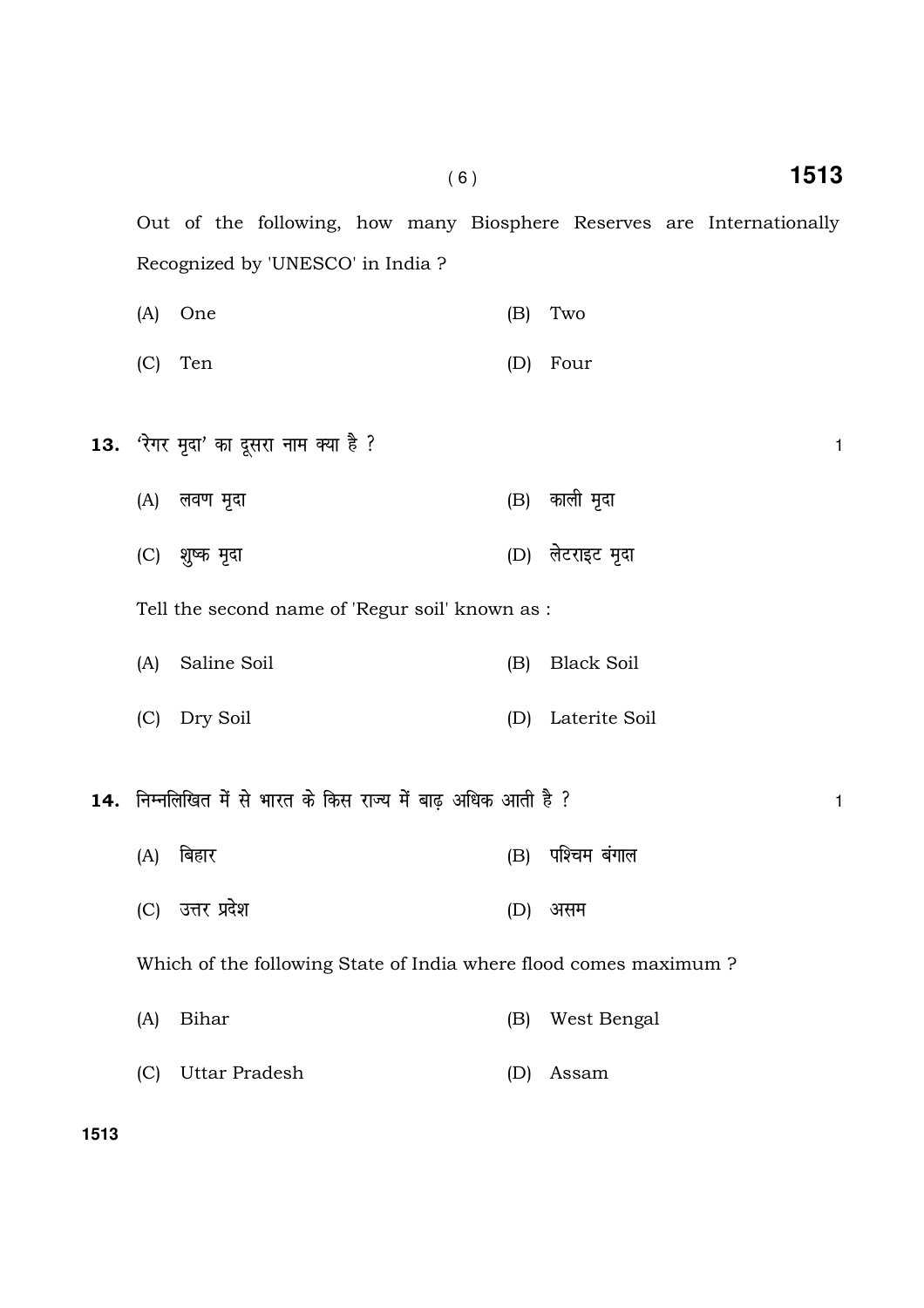Out of the following, how many Biosphere Reserves are Internationally Recognized by 'UNESCO' in India ?

(A) One (B) Two

(C) Ten (D) Four

**13.** 'रेगर मृदा' का दूसरा नाम क्या है ? 1

(A) लवण मृदा (B) काली मृदा

(C) शुष्क मृदा (D) लेटराइट मृदा

Tell the second name of 'Regur soil' known as :

(A) Saline Soil (B) Black Soil

(C) Dry Soil (D) Laterite Soil

**14.** निम्नलिखित में से भारत के किस राज्य में बाढ़ अधिक आती है ? 1

(A) बिहार (B) पश्चिम बंगाल

(C) उत्तर प्रदेश (D) असम

Which of the following State of India where flood comes maximum ?

(A) Bihar (B) West Bengal

(C) Uttar Pradesh (D) Assam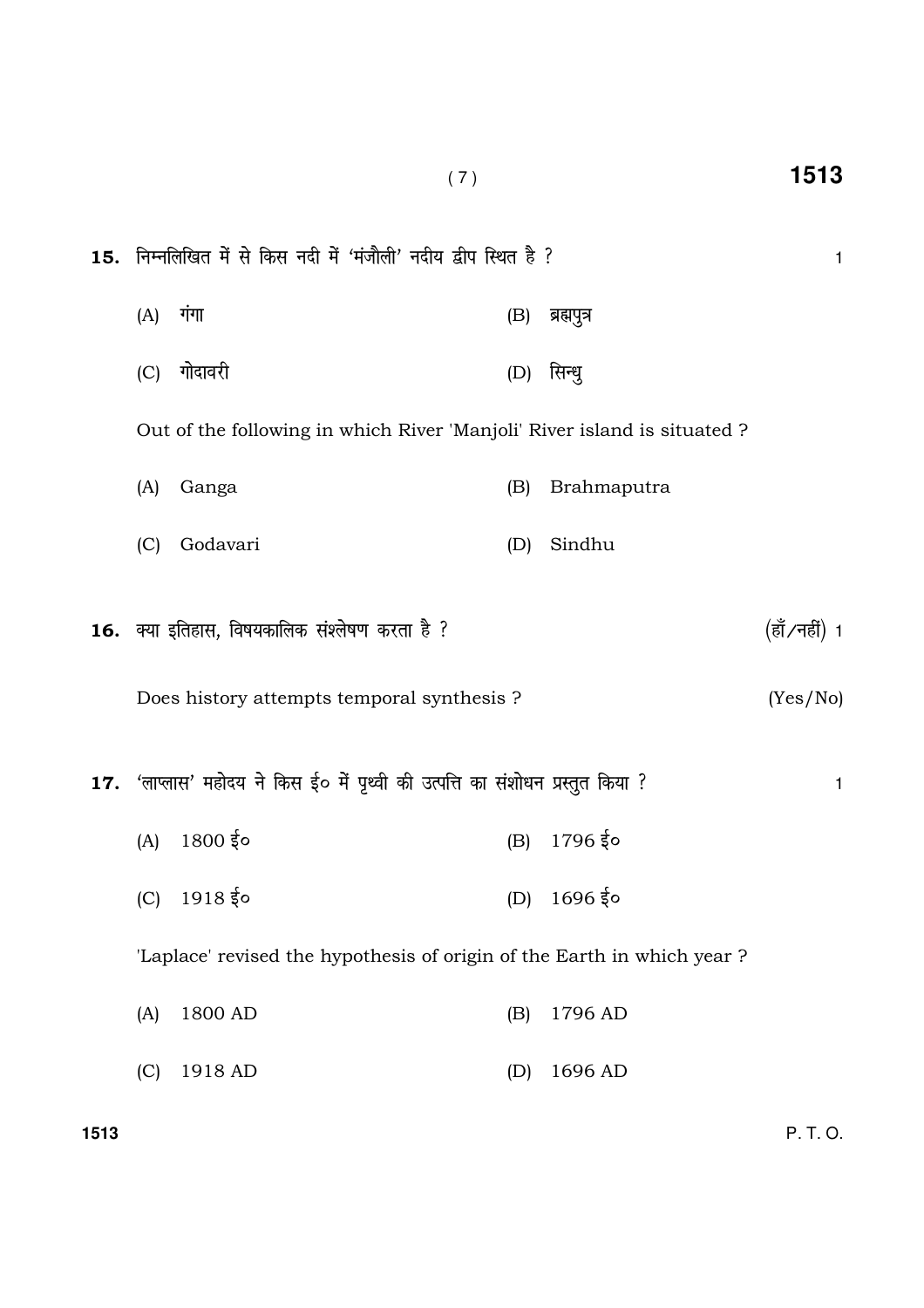**15.** निम्नलिखित में से किस नदी में 'मंजौली' नदीय द्वीप स्थित है ? 1

(A) गंगा (B) ब्रह्मपुत्र

(C) गोदावरी (D) सिन्धु

Out of the following in which River 'Manjoli' River island is situated ?

(A) Ganga (B) Brahmaputra

(C) Godavari (D) Sindhu

**16.** क्या इतिहास, विषयकालिक संश्लेषण करता है ? (हाँ/नहीं) 1

Does history attempts temporal synthesis ? (Yes/No)

**17.** 'लाप्लास' महोदय ने किस ई० में पृथ्वी की उत्पत्ति का संशोधन प्रस्तुत किया ? 1

(A) 1800 ई० (B) 1796 ई०

(C) 1918 ई० (D) 1696 ई०

'Laplace' revised the hypothesis of origin of the Earth in which year ?

(A) 1800 AD (B) 1796 AD

(C) 1918 AD (D) 1696 AD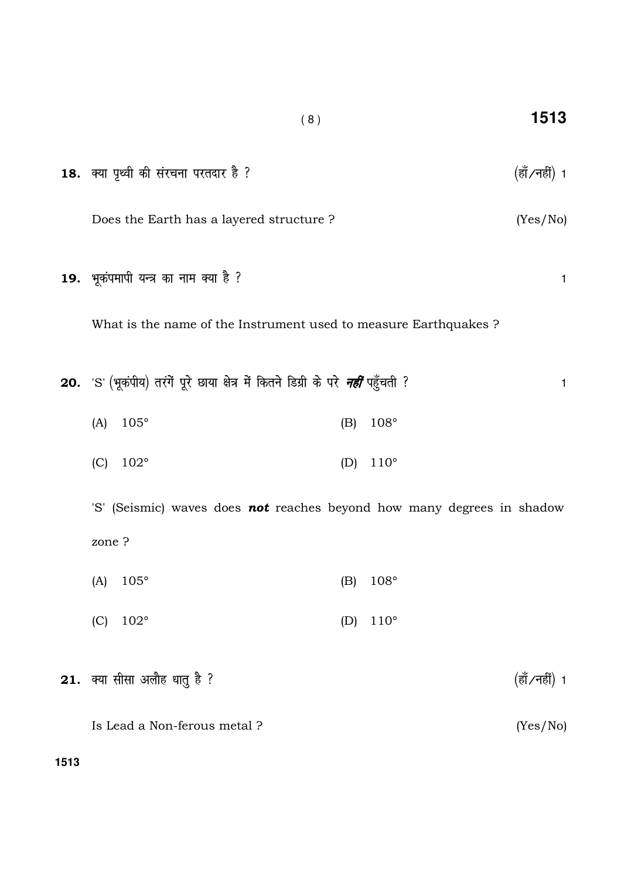**18.** क्या पृथ्वी की संरचना परतदार है ? (हाँ/नहीं) 1

Does the Earth has a layered structure ? (Yes/No)

**19.** भूकंपमापी यन्त्र का नाम क्या है ? 1

What is the name of the Instrument used to measure Earthquakes ?

**20.** 'S' (भूकंपीय) तरंगें पूरे छाया क्षेत्र में कितने डिग्री के परे ***नहीं*** पहुँचती ? 1

(A) 105° (B) 108°

(C) 102° (D) 110°

'S' (Seismic) waves does ***not*** reaches beyond how many degrees in shadow zone ?

(A) 105° (B) 108°

(C) 102° (D) 110°

**21.** क्या सीसा अलौह धातु है ? (हाँ/नहीं) 1

Is Lead a Non-ferous metal ? (Yes/No)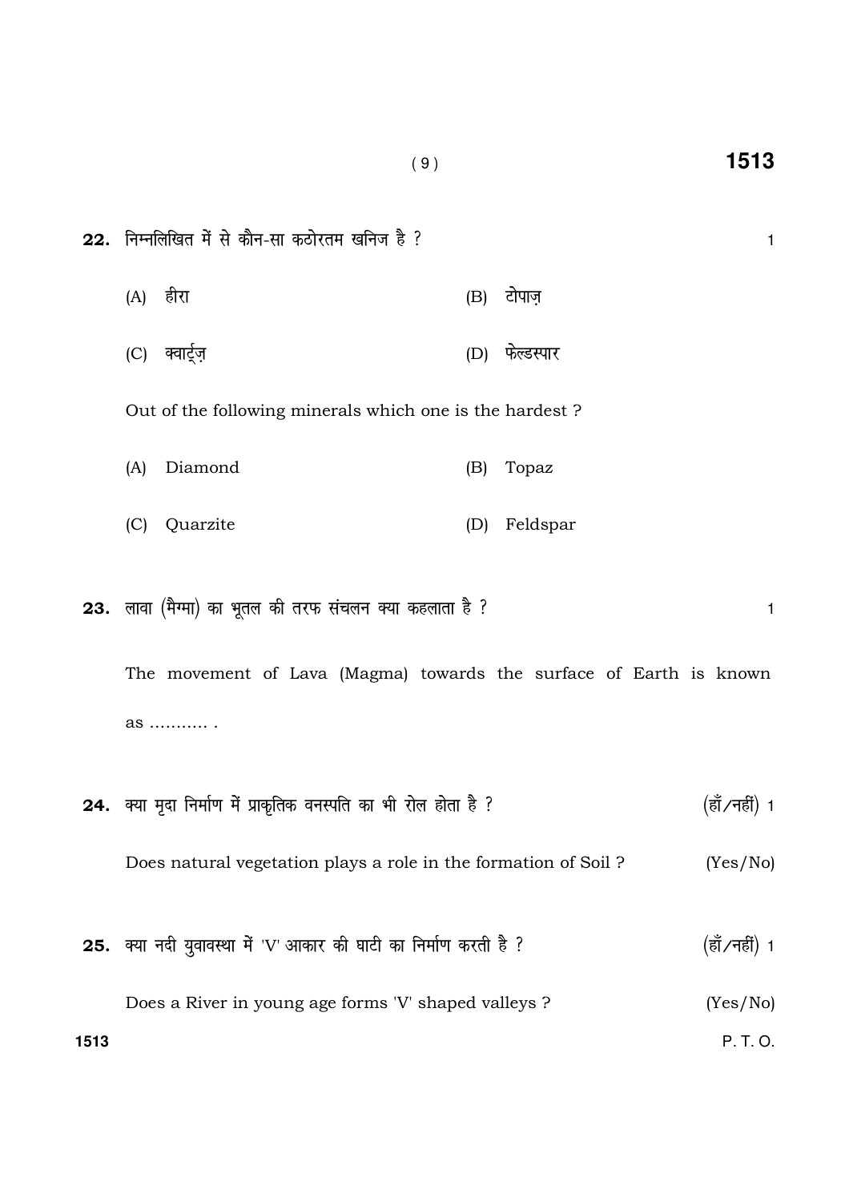**22.** निम्नलिखित में से कौन-सा कठोरतम खनिज है ? 1

(A) हीरा

(B) टोपाज़

(C) क्वार्ट्ज़

(D) फेल्डस्पार

Out of the following minerals which one is the hardest ?

(A) Diamond

(B) Topaz

(C) Quarzite

(D) Feldspar

**23.** लावा (मैग्मा) का भूतल की तरफ संचलन क्या कहलाता है ? 1

The movement of Lava (Magma) towards the surface of Earth is known as ........... .

**24.** क्या मृदा निर्माण में प्राकृतिक वनस्पति का भी रोल होता है ? (हाँ/नहीं) 1

Does natural vegetation plays a role in the formation of Soil ? (Yes/No)

**25.** क्या नदी युवावस्था में 'V' आकार की घाटी का निर्माण करती है ? (हाँ/नहीं) 1

Does a River in young age forms 'V' shaped valleys ? (Yes/No)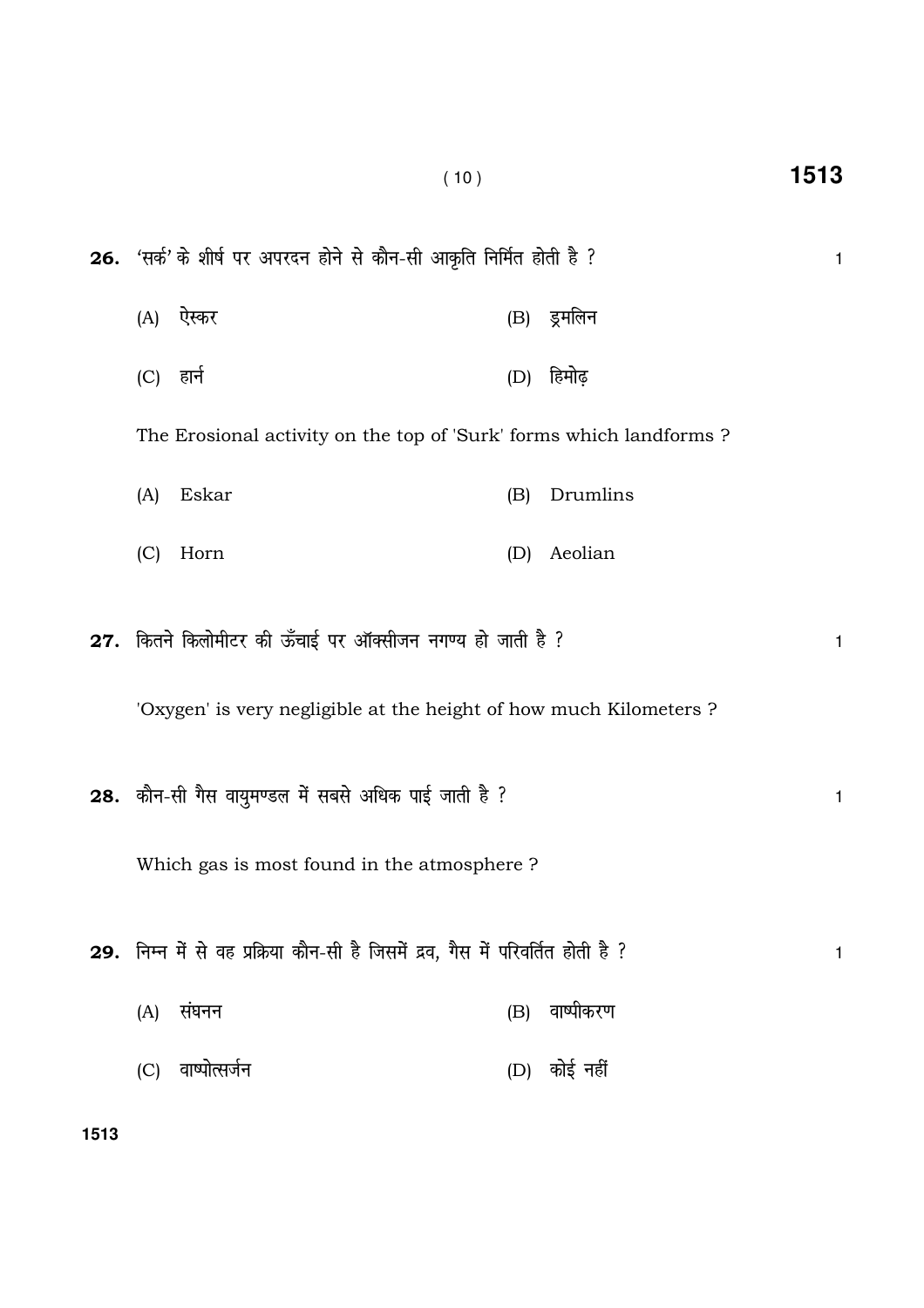**26.** 'सर्क' के शीर्ष पर अपरदन होने से कौन-सी आकृति निर्मित होती है ? 1

(A) ऐस्कर (B) ड्रमलिन

(C) हार्न (D) हिमोढ़

The Erosional activity on the top of 'Surk' forms which landforms ?

(A) Eskar (B) Drumlins

(C) Horn (D) Aeolian

**27.** कितने किलोमीटर की ऊँचाई पर ऑक्सीजन नगण्य हो जाती है ? 1

'Oxygen' is very negligible at the height of how much Kilometers ?

**28.** कौन-सी गैस वायुमण्डल में सबसे अधिक पाई जाती है ? 1

Which gas is most found in the atmosphere ?

**29.** निम्न में से वह प्रक्रिया कौन-सी है जिसमें द्रव, गैस में परिवर्तित होती है ? 1

(A) संघनन (B) वाष्पीकरण

(C) वाष्पोत्सर्जन (D) कोई नहीं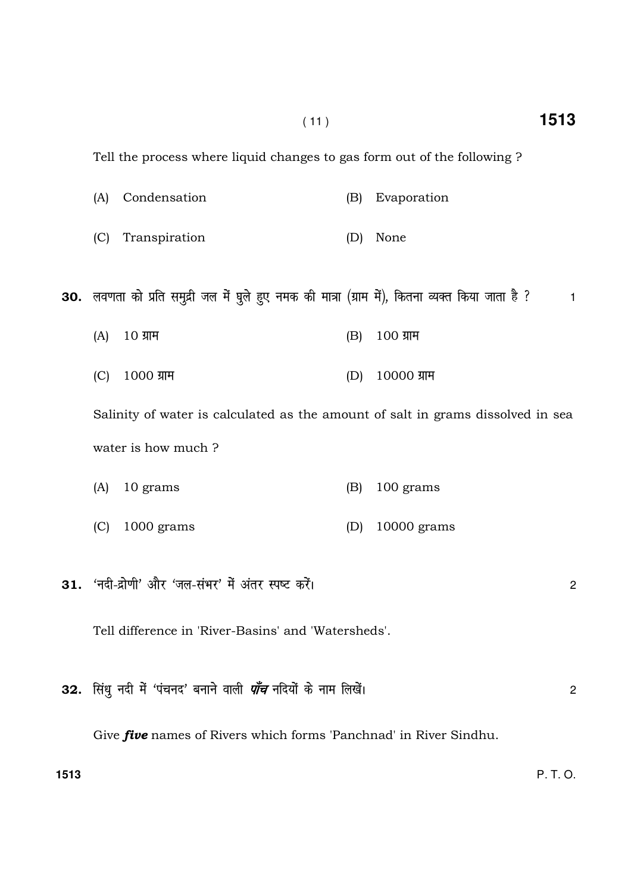Tell the process where liquid changes to gas form out of the following ?

(A) Condensation  (B) Evaporation

(C) Transpiration  (D) None

**30.** लवणता को प्रति समुद्री जल में घुले हुए नमक की मात्रा (ग्राम में), कितना व्यक्त किया जाता है ? 1

(A) 10 ग्राम  (B) 100 ग्राम

(C) 1000 ग्राम  (D) 10000 ग्राम

Salinity of water is calculated as the amount of salt in grams dissolved in sea water is how much ?

(A) 10 grams  (B) 100 grams

(C) 1000 grams  (D) 10000 grams

**31.** 'नदी-द्रोणी' और 'जल-संभर' में अंतर स्पष्ट करें। 2

Tell difference in 'River-Basins' and 'Watersheds'.

**32.** सिंधु नदी में 'पंचनद' बनाने वाली ***पाँच*** नदियों के नाम लिखें। 2

Give ***five*** names of Rivers which forms 'Panchnad' in River Sindhu.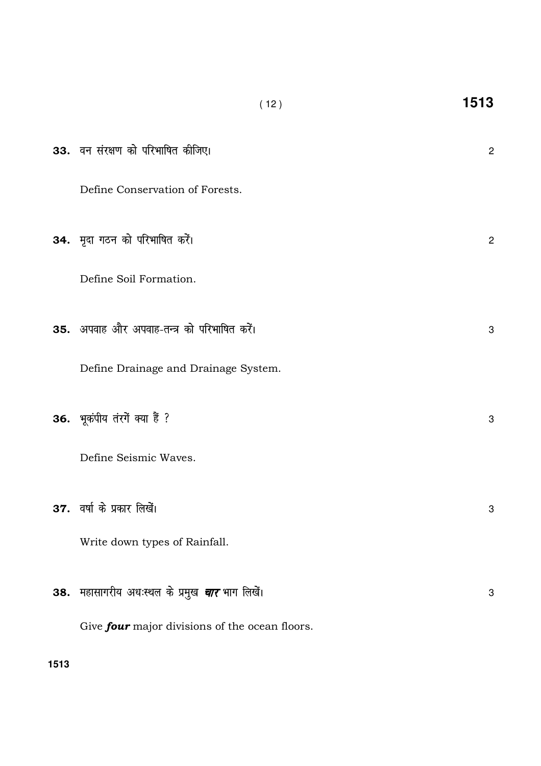**33.** वन संरक्षण को परिभाषित कीजिए। 2

Define Conservation of Forests.

**34.** मृदा गठन को परिभाषित करें। 2

Define Soil Formation.

**35.** अपवाह और अपवाह-तन्त्र को परिभाषित करें। 3

Define Drainage and Drainage System.

**36.** भूकंपीय तंरगें क्या हैं ? 3

Define Seismic Waves.

**37.** वर्षा के प्रकार लिखें। 3

Write down types of Rainfall.

**38.** महासागरीय अधःस्थल के प्रमुख ***चार*** भाग लिखें। 3

Give ***four*** major divisions of the ocean floors.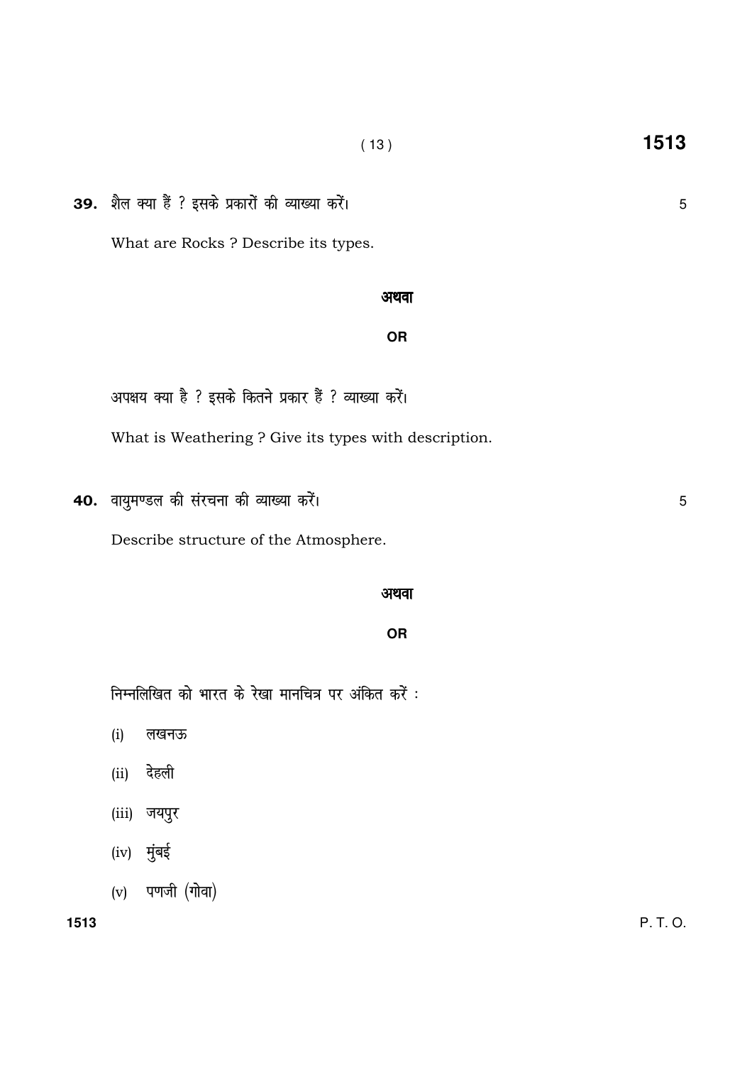**39.** शैल क्या हैं ? इसके प्रकारों की व्याख्या करें। 5

What are Rocks ? Describe its types.

**अथवा**

**OR**

अपक्षय क्या है ? इसके कितने प्रकार हैं ? व्याख्या करें।

What is Weathering ? Give its types with description.

**40.** वायुमण्डल की संरचना की व्याख्या करें। 5

Describe structure of the Atmosphere.

**अथवा**

**OR**

निम्नलिखित को भारत के रेखा मानचित्र पर अंकित करें :

(i) लखनऊ

(ii) देहली

(iii) जयपुर

(iv) मुंबई

(v) पणजी (गोवा)

P. T. O.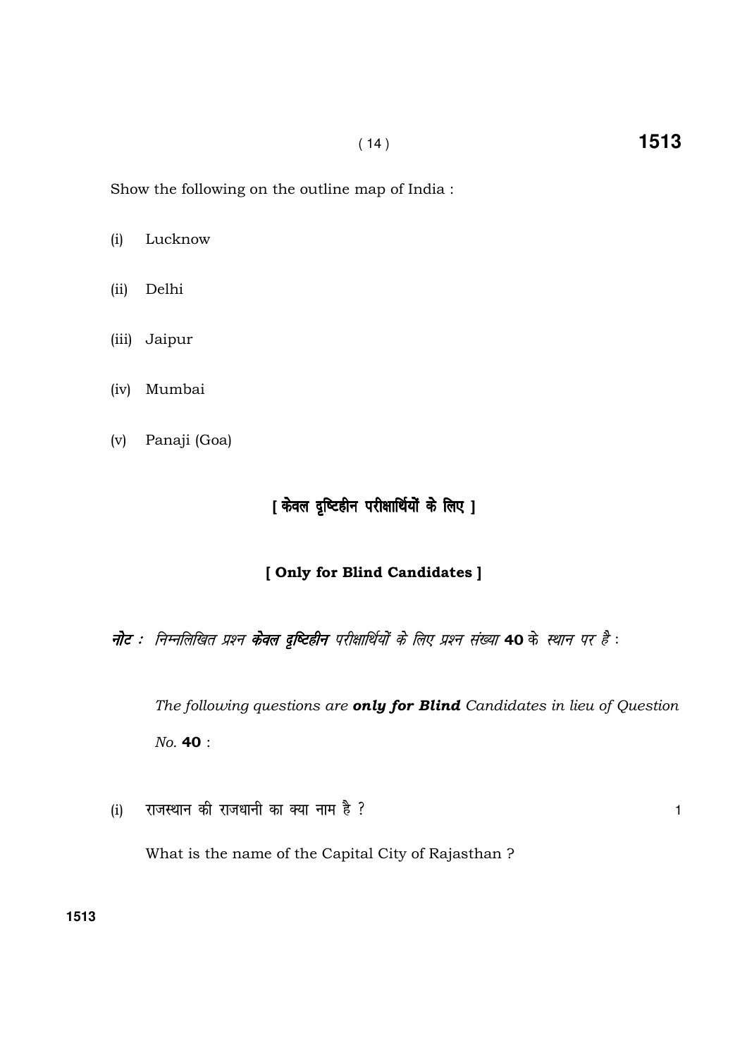Show the following on the outline map of India :

(i) Lucknow

(ii) Delhi

(iii) Jaipur

(iv) Mumbai

(v) Panaji (Goa)

**[ केवल दृष्टिहीन परीक्षार्थियों के लिए ]**

**[ Only for Blind Candidates ]**

***नोट :*** *निम्नलिखित प्रश्न* ***केवल दृष्टिहीन*** *परीक्षार्थियों के लिए प्रश्न संख्या* **40** *के स्थान पर है :*

*The following questions are* ***only for Blind*** *Candidates in lieu of Question No.* **40** :

(i) राजस्थान की राजधानी का क्या नाम है ? 1

What is the name of the Capital City of Rajasthan ?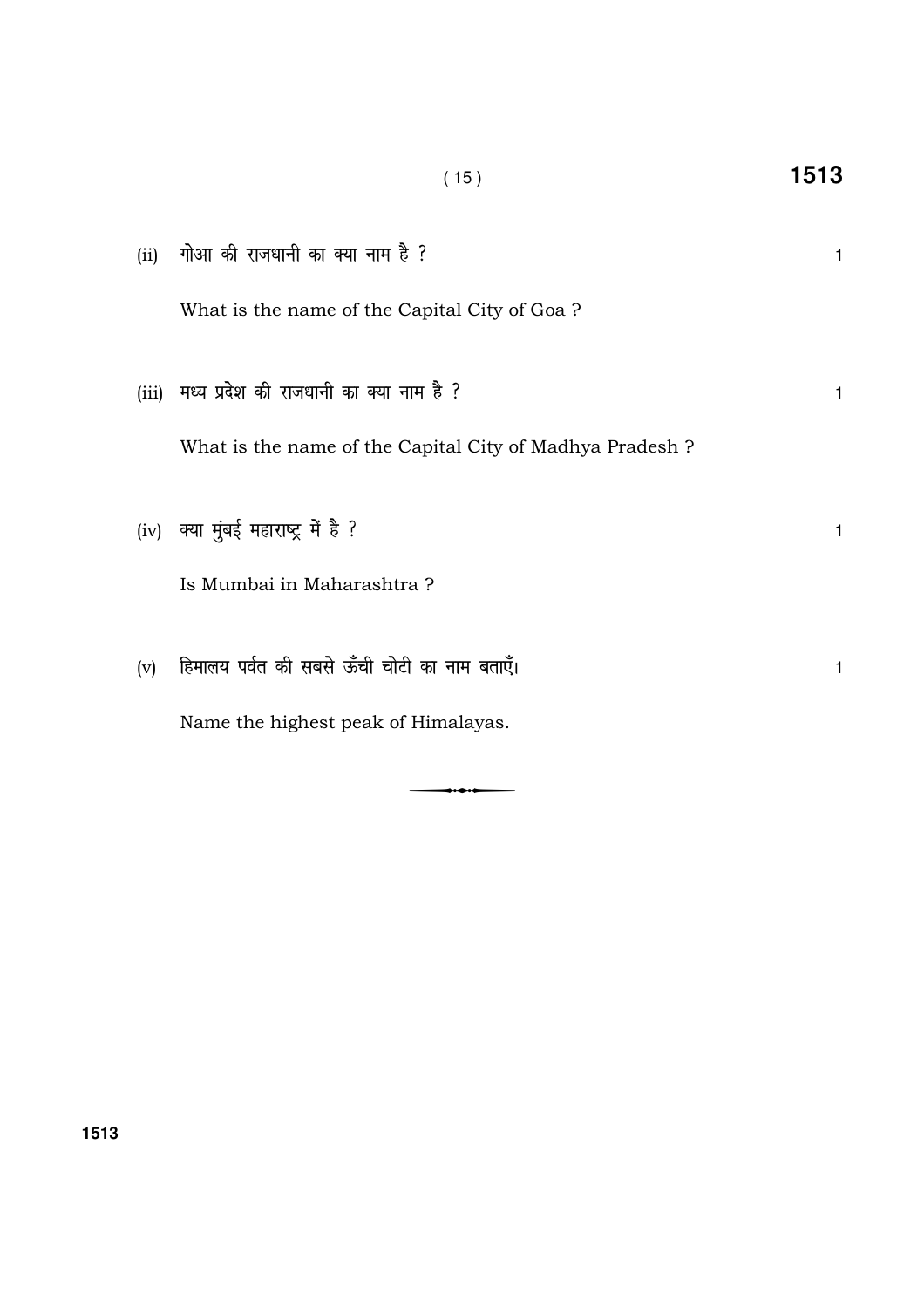(ii) गोआ की राजधानी का क्या नाम है ? 1

What is the name of the Capital City of Goa ?

(iii) मध्य प्रदेश की राजधानी का क्या नाम है ? 1

What is the name of the Capital City of Madhya Pradesh ?

(iv) क्या मुंबई महाराष्ट्र में है ? 1

Is Mumbai in Maharashtra ?

(v) हिमालय पर्वत की सबसे ऊँची चोटी का नाम बताएँ। 1

Name the highest peak of Himalayas.